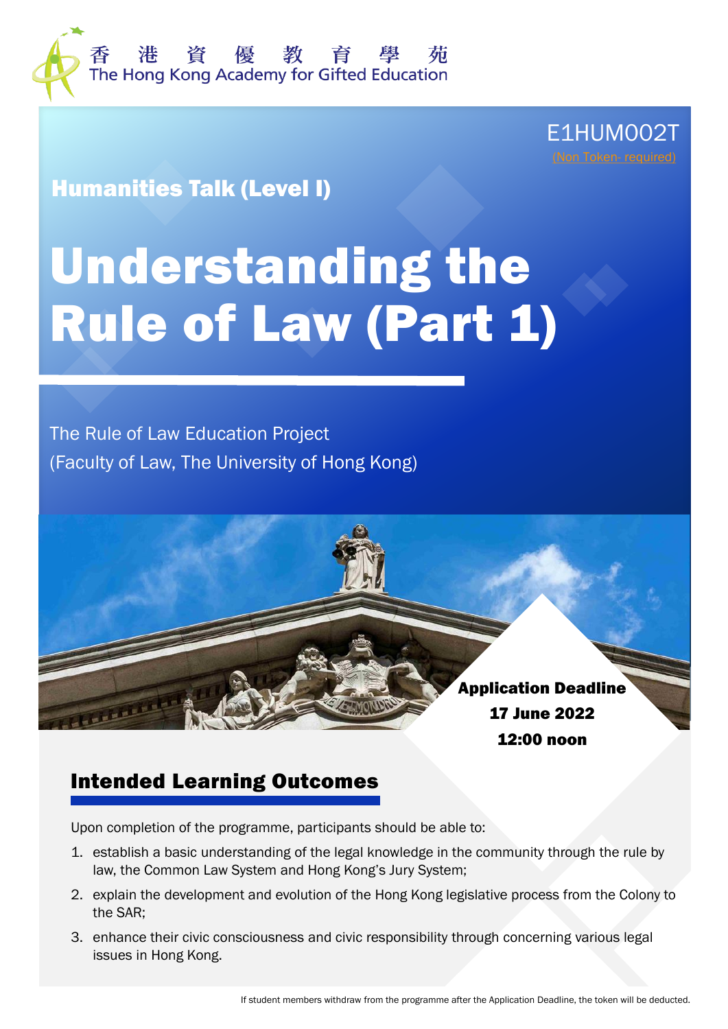香港資優教育學苑
The Hong Kong Academy for Gifted Education

E1HUM002T
(Non Token- required)

Humanities Talk (Level I)

# Understanding the Rule of Law (Part 1)

The Rule of Law Education Project
(Faculty of Law, The University of Hong Kong)

**Application Deadline**
**17 June 2022**
**12:00 noon**

## Intended Learning Outcomes

Upon completion of the programme, participants should be able to:

1. establish a basic understanding of the legal knowledge in the community through the rule by law, the Common Law System and Hong Kong's Jury System;
2. explain the development and evolution of the Hong Kong legislative process from the Colony to the SAR;
3. enhance their civic consciousness and civic responsibility through concerning various legal issues in Hong Kong.

If student members withdraw from the programme after the Application Deadline, the token will be deducted.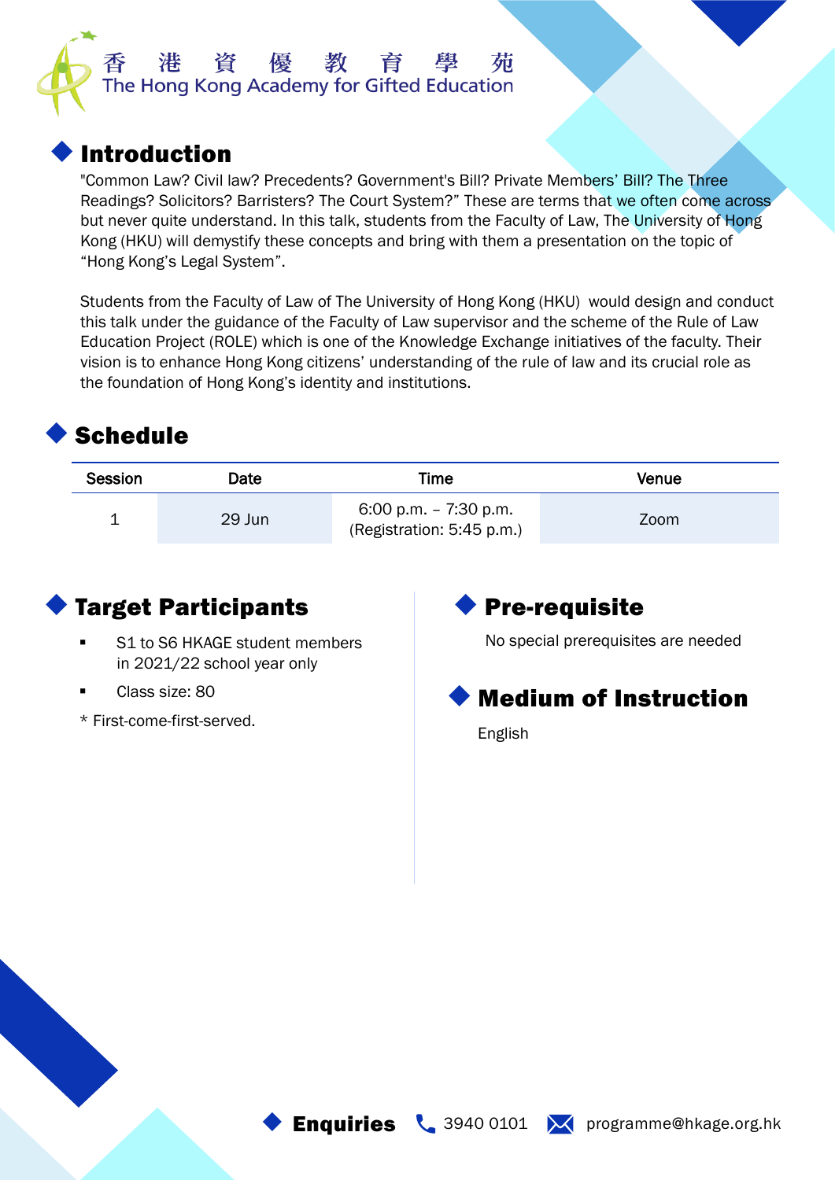香 港 資 優 教 育 學 苑
The Hong Kong Academy for Gifted Education

## Introduction

"Common Law? Civil law? Precedents? Government's Bill? Private Members' Bill? The Three Readings? Solicitors? Barristers? The Court System?" These are terms that we often come across but never quite understand. In this talk, students from the Faculty of Law, The University of Hong Kong (HKU) will demystify these concepts and bring with them a presentation on the topic of "Hong Kong's Legal System".

Students from the Faculty of Law of The University of Hong Kong (HKU) would design and conduct this talk under the guidance of the Faculty of Law supervisor and the scheme of the Rule of Law Education Project (ROLE) which is one of the Knowledge Exchange initiatives of the faculty. Their vision is to enhance Hong Kong citizens' understanding of the rule of law and its crucial role as the foundation of Hong Kong's identity and institutions.

## Schedule

| Session | Date | Time | Venue |
|---|---|---|---|
| 1 | 29 Jun | 6:00 p.m. – 7:30 p.m. (Registration: 5:45 p.m.) | Zoom |

## Target Participants

- S1 to S6 HKAGE student members in 2021/22 school year only
- Class size: 80

\* First-come-first-served.

## Pre-requisite

No special prerequisites are needed

## Medium of Instruction

English

## Enquiries

3940 0101 programme@hkage.org.hk